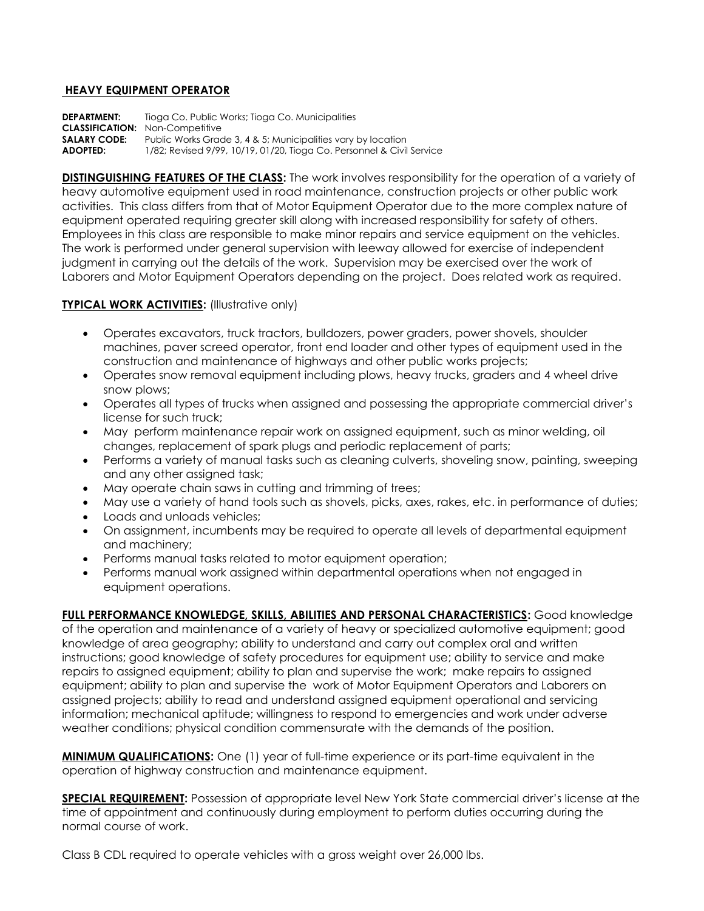## HEAVY EQUIPMENT OPERATOR

**DEPARTMENT:** Tioga Co. Public Works; Tioga Co. Municipalities
**CLASSIFICATION:** Non-Competitive
**SALARY CODE:** Public Works Grade 3, 4 & 5; Municipalities vary by location
**ADOPTED:** 1/82; Revised 9/99, 10/19, 01/20, Tioga Co. Personnel & Civil Service

**DISTINGUISHING FEATURES OF THE CLASS:** The work involves responsibility for the operation of a variety of heavy automotive equipment used in road maintenance, construction projects or other public work activities. This class differs from that of Motor Equipment Operator due to the more complex nature of equipment operated requiring greater skill along with increased responsibility for safety of others. Employees in this class are responsible to make minor repairs and service equipment on the vehicles. The work is performed under general supervision with leeway allowed for exercise of independent judgment in carrying out the details of the work. Supervision may be exercised over the work of Laborers and Motor Equipment Operators depending on the project. Does related work as required.

**TYPICAL WORK ACTIVITIES:** (Illustrative only)

- Operates excavators, truck tractors, bulldozers, power graders, power shovels, shoulder machines, paver screed operator, front end loader and other types of equipment used in the construction and maintenance of highways and other public works projects;
- Operates snow removal equipment including plows, heavy trucks, graders and 4 wheel drive snow plows;
- Operates all types of trucks when assigned and possessing the appropriate commercial driver's license for such truck;
- May perform maintenance repair work on assigned equipment, such as minor welding, oil changes, replacement of spark plugs and periodic replacement of parts;
- Performs a variety of manual tasks such as cleaning culverts, shoveling snow, painting, sweeping and any other assigned task;
- May operate chain saws in cutting and trimming of trees;
- May use a variety of hand tools such as shovels, picks, axes, rakes, etc. in performance of duties;
- Loads and unloads vehicles;
- On assignment, incumbents may be required to operate all levels of departmental equipment and machinery;
- Performs manual tasks related to motor equipment operation;
- Performs manual work assigned within departmental operations when not engaged in equipment operations.

**FULL PERFORMANCE KNOWLEDGE, SKILLS, ABILITIES AND PERSONAL CHARACTERISTICS:** Good knowledge of the operation and maintenance of a variety of heavy or specialized automotive equipment; good knowledge of area geography; ability to understand and carry out complex oral and written instructions; good knowledge of safety procedures for equipment use; ability to service and make repairs to assigned equipment; ability to plan and supervise the work; make repairs to assigned equipment; ability to plan and supervise the work of Motor Equipment Operators and Laborers on assigned projects; ability to read and understand assigned equipment operational and servicing information; mechanical aptitude; willingness to respond to emergencies and work under adverse weather conditions; physical condition commensurate with the demands of the position.

**MINIMUM QUALIFICATIONS:** One (1) year of full-time experience or its part-time equivalent in the operation of highway construction and maintenance equipment.

**SPECIAL REQUIREMENT:** Possession of appropriate level New York State commercial driver's license at the time of appointment and continuously during employment to perform duties occurring during the normal course of work.

Class B CDL required to operate vehicles with a gross weight over 26,000 lbs.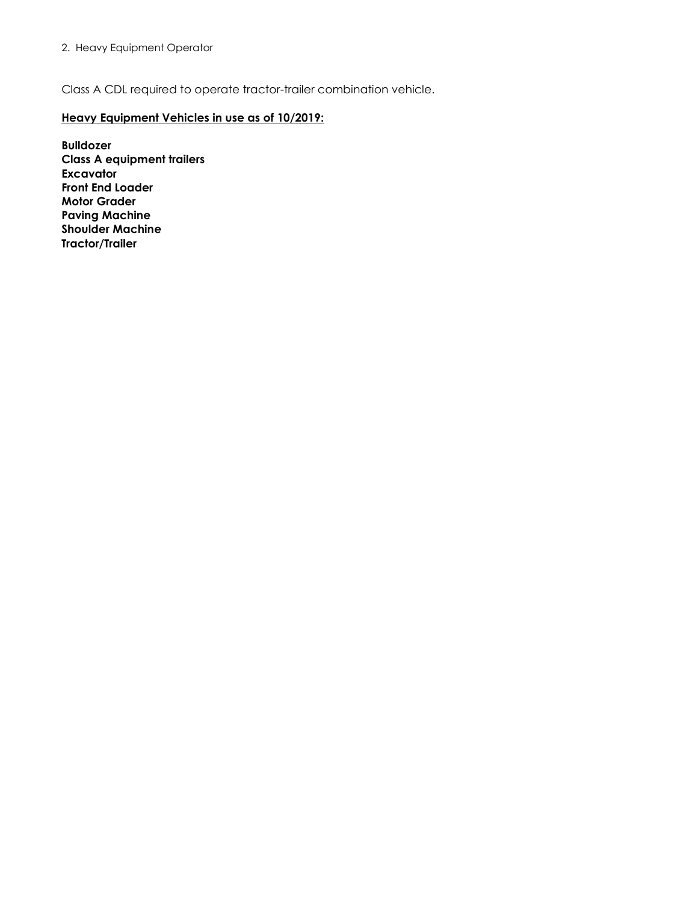2. Heavy Equipment Operator

Class A CDL required to operate tractor-trailer combination vehicle.

**<u>Heavy Equipment Vehicles in use as of 10/2019:</u>**

**Bulldozer**
**Class A equipment trailers**
**Excavator**
**Front End Loader**
**Motor Grader**
**Paving Machine**
**Shoulder Machine**
**Tractor/Trailer**